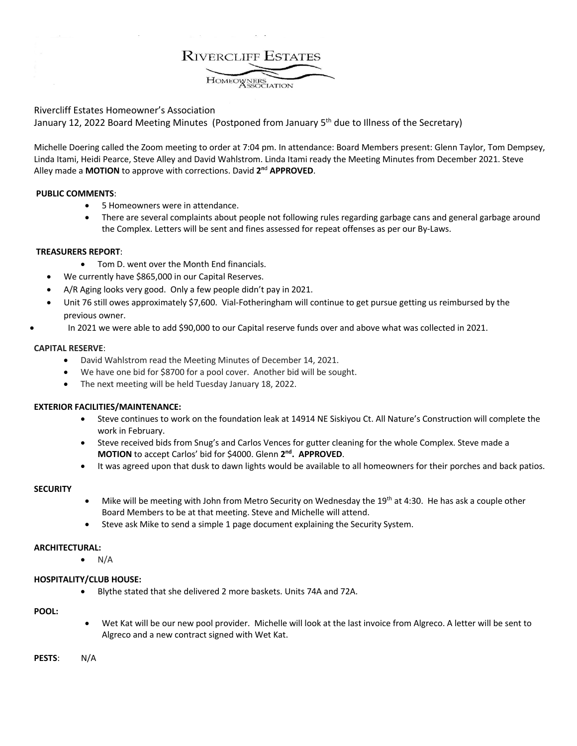RIVERCLIFF ESTATES

HOMEOWNERS ASSOCIATION

Rivercliff Estates Homeowner's Association
January 12, 2022 Board Meeting Minutes (Postponed from January 5th due to Illness of the Secretary)

Michelle Doering called the Zoom meeting to order at 7:04 pm. In attendance: Board Members present: Glenn Taylor, Tom Dempsey, Linda Itami, Heidi Pearce, Steve Alley and David Wahlstrom. Linda Itami ready the Meeting Minutes from December 2021. Steve Alley made a **MOTION** to approve with corrections. David **2nd APPROVED**.

**PUBLIC COMMENTS**:

- 5 Homeowners were in attendance.
- There are several complaints about people not following rules regarding garbage cans and general garbage around the Complex. Letters will be sent and fines assessed for repeat offenses as per our By-Laws.

**TREASURERS REPORT**:

- Tom D. went over the Month End financials.
- We currently have $865,000 in our Capital Reserves.
- A/R Aging looks very good. Only a few people didn't pay in 2021.
- Unit 76 still owes approximately $7,600. Vial-Fotheringham will continue to get pursue getting us reimbursed by the previous owner.
- In 2021 we were able to add $90,000 to our Capital reserve funds over and above what was collected in 2021.

**CAPITAL RESERVE**:

- David Wahlstrom read the Meeting Minutes of December 14, 2021.
- We have one bid for $8700 for a pool cover. Another bid will be sought.
- The next meeting will be held Tuesday January 18, 2022.

**EXTERIOR FACILITIES/MAINTENANCE:**

- Steve continues to work on the foundation leak at 14914 NE Siskiyou Ct. All Nature's Construction will complete the work in February.
- Steve received bids from Snug's and Carlos Vences for gutter cleaning for the whole Complex. Steve made a **MOTION** to accept Carlos' bid for $4000. Glenn **2nd. APPROVED**.
- It was agreed upon that dusk to dawn lights would be available to all homeowners for their porches and back patios.

**SECURITY**

- Mike will be meeting with John from Metro Security on Wednesday the 19th at 4:30. He has ask a couple other Board Members to be at that meeting. Steve and Michelle will attend.
- Steve ask Mike to send a simple 1 page document explaining the Security System.

**ARCHITECTURAL:**

- N/A

**HOSPITALITY/CLUB HOUSE:**

- Blythe stated that she delivered 2 more baskets. Units 74A and 72A.

**POOL:**

- Wet Kat will be our new pool provider. Michelle will look at the last invoice from Algreco. A letter will be sent to Algreco and a new contract signed with Wet Kat.

**PESTS**: N/A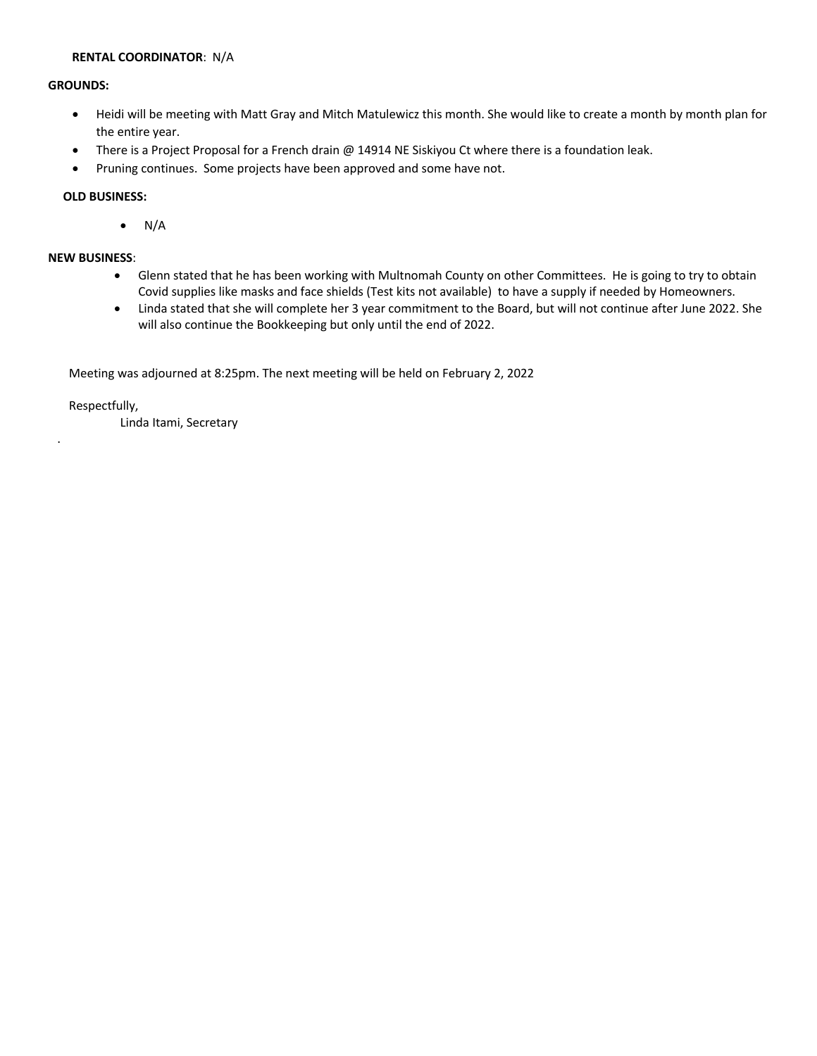**RENTAL COORDINATOR**: N/A

**GROUNDS:**

- Heidi will be meeting with Matt Gray and Mitch Matulewicz this month. She would like to create a month by month plan for the entire year.
- There is a Project Proposal for a French drain @ 14914 NE Siskiyou Ct where there is a foundation leak.
- Pruning continues. Some projects have been approved and some have not.

**OLD BUSINESS:**

- N/A

**NEW BUSINESS**:

- Glenn stated that he has been working with Multnomah County on other Committees. He is going to try to obtain Covid supplies like masks and face shields (Test kits not available) to have a supply if needed by Homeowners.
- Linda stated that she will complete her 3 year commitment to the Board, but will not continue after June 2022. She will also continue the Bookkeeping but only until the end of 2022.

Meeting was adjourned at 8:25pm. The next meeting will be held on February 2, 2022

Respectfully,

Linda Itami, Secretary

.